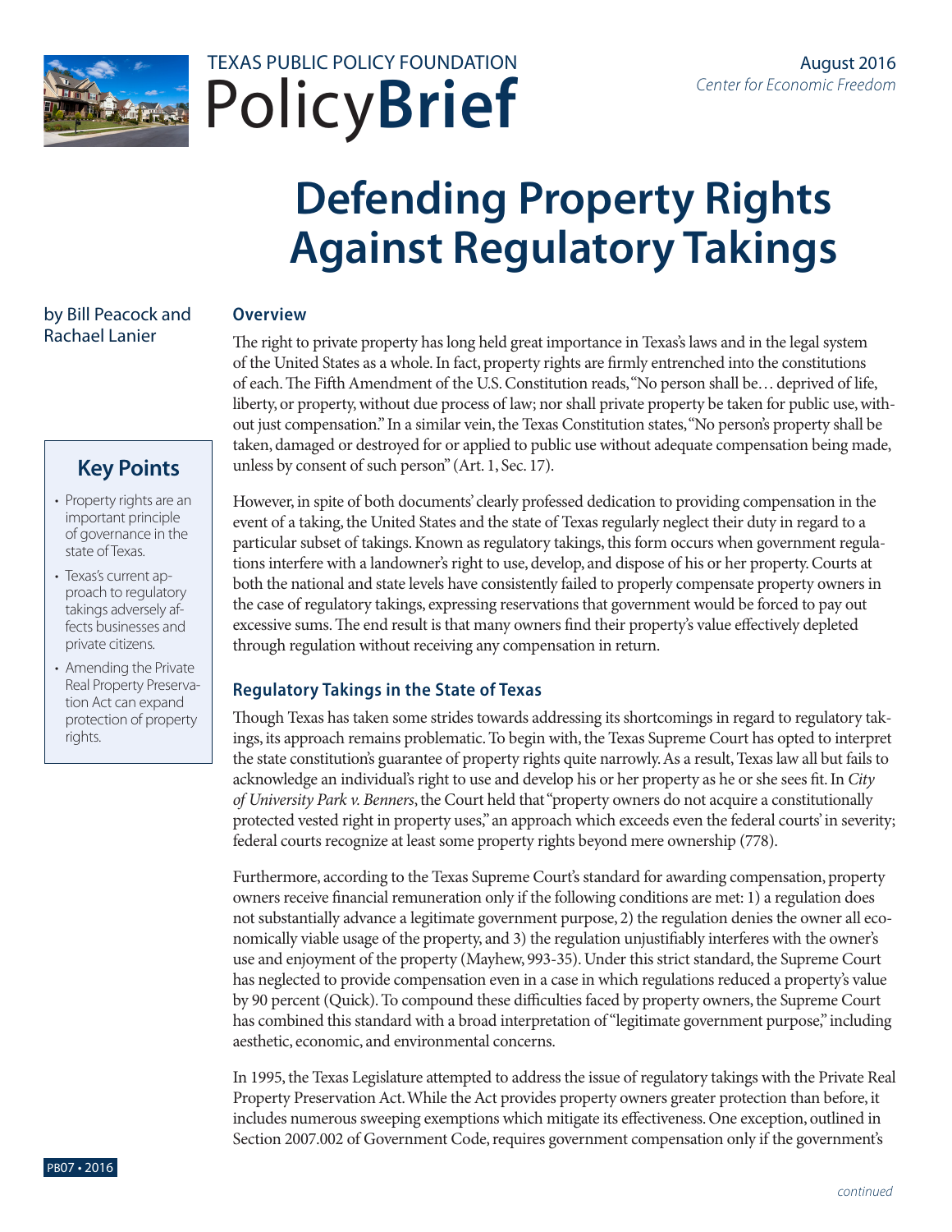TEXAS PUBLIC POLICY FOUNDATION

PolicyBrief

August 2016
*Center for Economic Freedom*

# Defending Property Rights Against Regulatory Takings

by Bill Peacock and Rachael Lanier

## Key Points

- Property rights are an important principle of governance in the state of Texas.
- Texas's current approach to regulatory takings adversely affects businesses and private citizens.
- Amending the Private Real Property Preservation Act can expand protection of property rights.

### Overview

The right to private property has long held great importance in Texas's laws and in the legal system of the United States as a whole. In fact, property rights are firmly entrenched into the constitutions of each. The Fifth Amendment of the U.S. Constitution reads, "No person shall be… deprived of life, liberty, or property, without due process of law; nor shall private property be taken for public use, without just compensation." In a similar vein, the Texas Constitution states, "No person's property shall be taken, damaged or destroyed for or applied to public use without adequate compensation being made, unless by consent of such person" (Art. 1, Sec. 17).

However, in spite of both documents' clearly professed dedication to providing compensation in the event of a taking, the United States and the state of Texas regularly neglect their duty in regard to a particular subset of takings. Known as regulatory takings, this form occurs when government regulations interfere with a landowner's right to use, develop, and dispose of his or her property. Courts at both the national and state levels have consistently failed to properly compensate property owners in the case of regulatory takings, expressing reservations that government would be forced to pay out excessive sums. The end result is that many owners find their property's value effectively depleted through regulation without receiving any compensation in return.

### Regulatory Takings in the State of Texas

Though Texas has taken some strides towards addressing its shortcomings in regard to regulatory takings, its approach remains problematic. To begin with, the Texas Supreme Court has opted to interpret the state constitution's guarantee of property rights quite narrowly. As a result, Texas law all but fails to acknowledge an individual's right to use and develop his or her property as he or she sees fit. In *City of University Park v. Benners*, the Court held that "property owners do not acquire a constitutionally protected vested right in property uses," an approach which exceeds even the federal courts' in severity; federal courts recognize at least some property rights beyond mere ownership (778).

Furthermore, according to the Texas Supreme Court's standard for awarding compensation, property owners receive financial remuneration only if the following conditions are met: 1) a regulation does not substantially advance a legitimate government purpose, 2) the regulation denies the owner all economically viable usage of the property, and 3) the regulation unjustifiably interferes with the owner's use and enjoyment of the property (Mayhew, 993-35). Under this strict standard, the Supreme Court has neglected to provide compensation even in a case in which regulations reduced a property's value by 90 percent (Quick). To compound these difficulties faced by property owners, the Supreme Court has combined this standard with a broad interpretation of "legitimate government purpose," including aesthetic, economic, and environmental concerns.

In 1995, the Texas Legislature attempted to address the issue of regulatory takings with the Private Real Property Preservation Act. While the Act provides property owners greater protection than before, it includes numerous sweeping exemptions which mitigate its effectiveness. One exception, outlined in Section 2007.002 of Government Code, requires government compensation only if the government's

PB07 • 2016

*continued*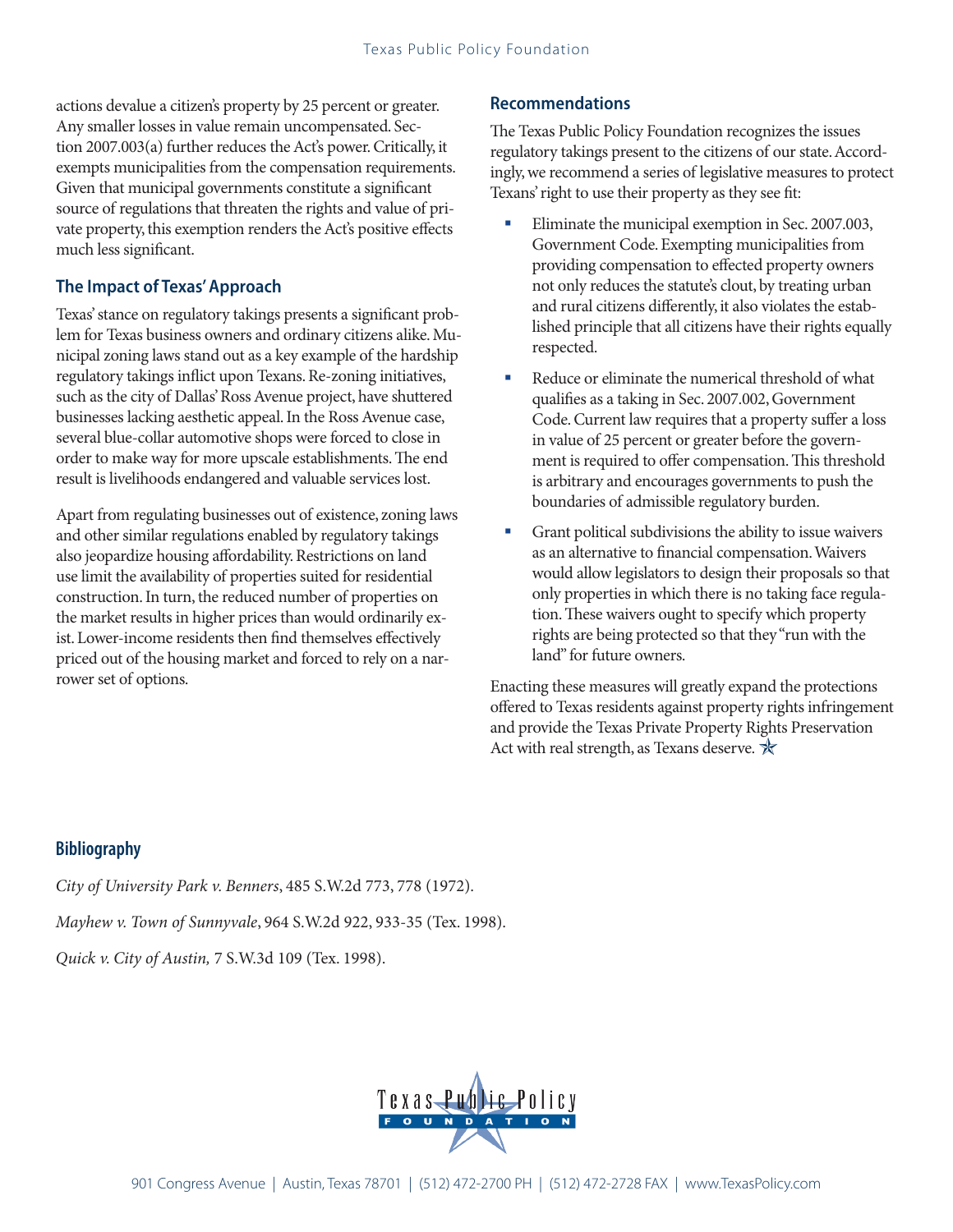actions devalue a citizen's property by 25 percent or greater. Any smaller losses in value remain uncompensated. Section 2007.003(a) further reduces the Act's power. Critically, it exempts municipalities from the compensation requirements. Given that municipal governments constitute a significant source of regulations that threaten the rights and value of private property, this exemption renders the Act's positive effects much less significant.

## The Impact of Texas' Approach

Texas' stance on regulatory takings presents a significant problem for Texas business owners and ordinary citizens alike. Municipal zoning laws stand out as a key example of the hardship regulatory takings inflict upon Texans. Re-zoning initiatives, such as the city of Dallas' Ross Avenue project, have shuttered businesses lacking aesthetic appeal. In the Ross Avenue case, several blue-collar automotive shops were forced to close in order to make way for more upscale establishments. The end result is livelihoods endangered and valuable services lost.

Apart from regulating businesses out of existence, zoning laws and other similar regulations enabled by regulatory takings also jeopardize housing affordability. Restrictions on land use limit the availability of properties suited for residential construction. In turn, the reduced number of properties on the market results in higher prices than would ordinarily exist. Lower-income residents then find themselves effectively priced out of the housing market and forced to rely on a narrower set of options.

## Recommendations

The Texas Public Policy Foundation recognizes the issues regulatory takings present to the citizens of our state. Accordingly, we recommend a series of legislative measures to protect Texans' right to use their property as they see fit:

- Eliminate the municipal exemption in Sec. 2007.003, Government Code. Exempting municipalities from providing compensation to effected property owners not only reduces the statute's clout, by treating urban and rural citizens differently, it also violates the established principle that all citizens have their rights equally respected.
- Reduce or eliminate the numerical threshold of what qualifies as a taking in Sec. 2007.002, Government Code. Current law requires that a property suffer a loss in value of 25 percent or greater before the government is required to offer compensation. This threshold is arbitrary and encourages governments to push the boundaries of admissible regulatory burden.
- Grant political subdivisions the ability to issue waivers as an alternative to financial compensation. Waivers would allow legislators to design their proposals so that only properties in which there is no taking face regulation. These waivers ought to specify which property rights are being protected so that they "run with the land" for future owners.

Enacting these measures will greatly expand the protections offered to Texas residents against property rights infringement and provide the Texas Private Property Rights Preservation Act with real strength, as Texans deserve.

## Bibliography

*City of University Park v. Benners*, 485 S.W.2d 773, 778 (1972).

*Mayhew v. Town of Sunnyvale*, 964 S.W.2d 922, 933-35 (Tex. 1998).

*Quick v. City of Austin,* 7 S.W.3d 109 (Tex. 1998).

901 Congress Avenue | Austin, Texas 78701 | (512) 472-2700 PH | (512) 472-2728 FAX | www.TexasPolicy.com